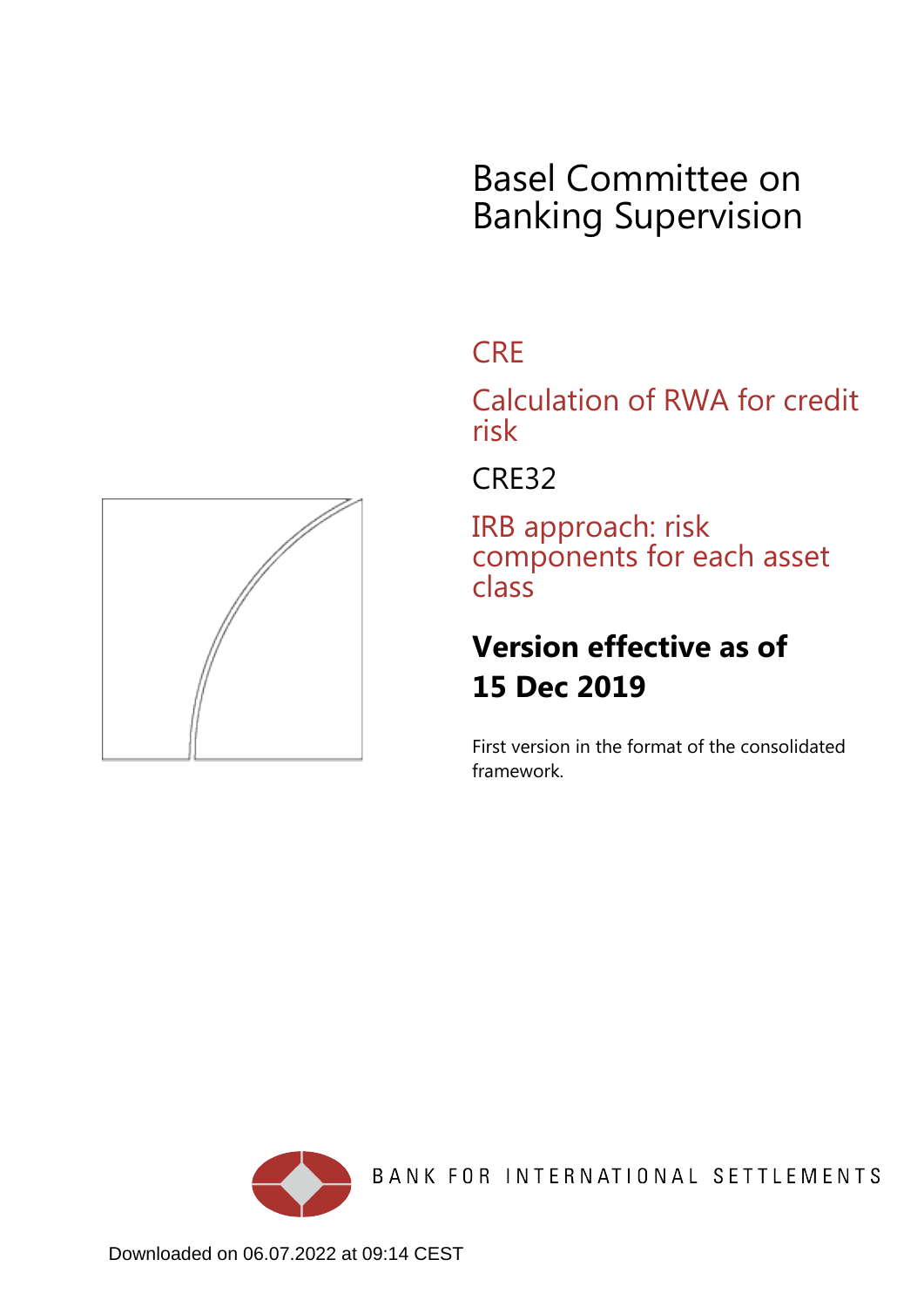# Basel Committee on Banking Supervision

## CRE

## Calculation of RWA for credit risk

## CRE32

## IRB approach: risk components for each asset class

**Version effective as of 15 Dec 2019**

First version in the format of the consolidated framework.

BANK FOR INTERNATIONAL SETTLEMENTS

Downloaded on 06.07.2022 at 09:14 CEST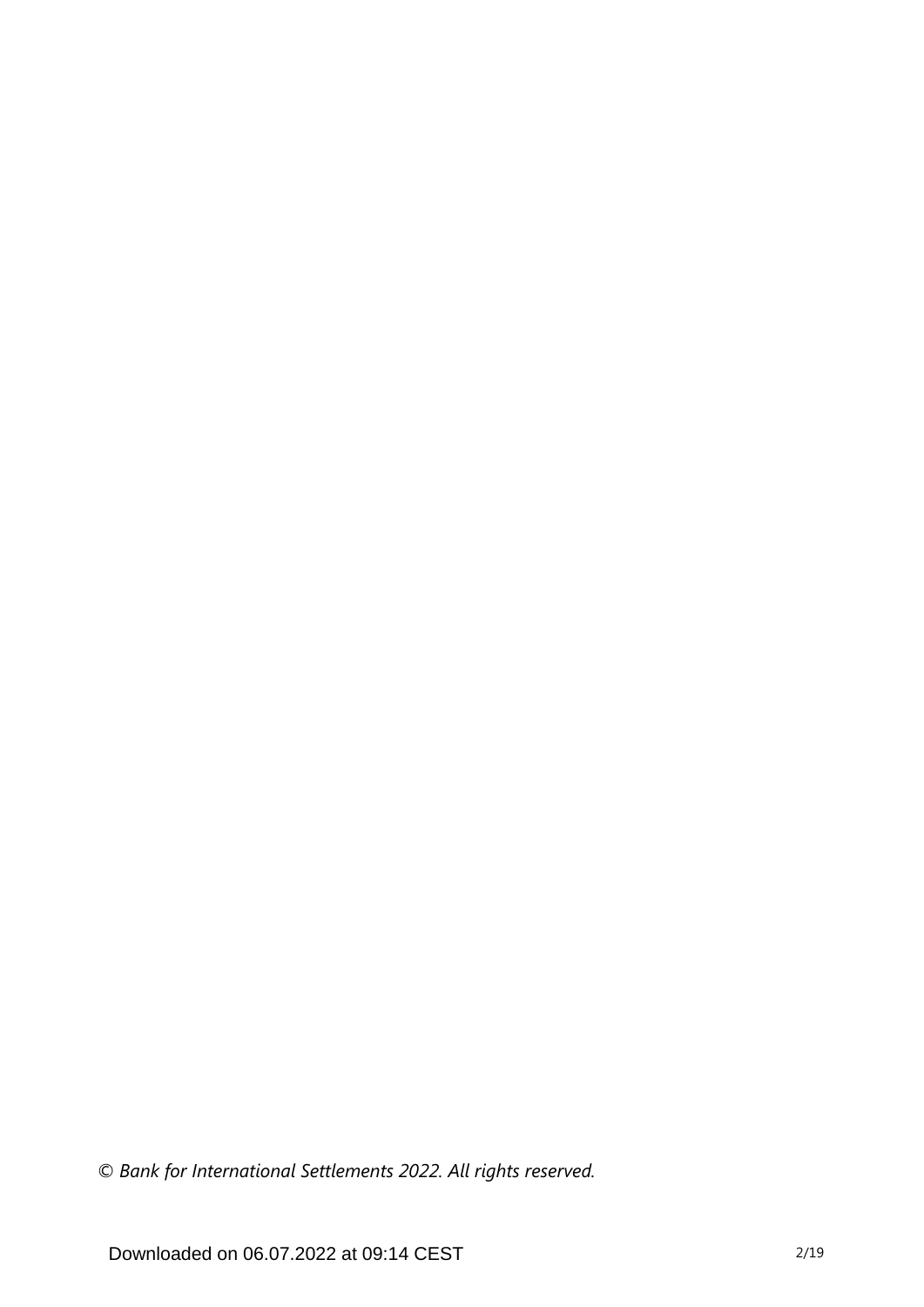*© Bank for International Settlements 2022. All rights reserved.*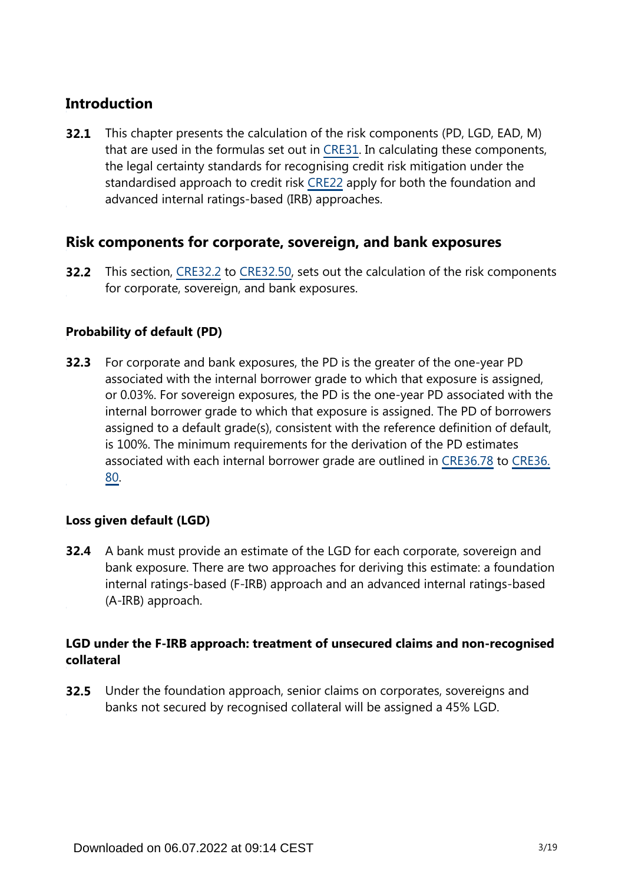## Introduction

**32.1** This chapter presents the calculation of the risk components (PD, LGD, EAD, M) that are used in the formulas set out in CRE31. In calculating these components, the legal certainty standards for recognising credit risk mitigation under the standardised approach to credit risk CRE22 apply for both the foundation and advanced internal ratings-based (IRB) approaches.

## Risk components for corporate, sovereign, and bank exposures

**32.2** This section, CRE32.2 to CRE32.50, sets out the calculation of the risk components for corporate, sovereign, and bank exposures.

### Probability of default (PD)

**32.3** For corporate and bank exposures, the PD is the greater of the one-year PD associated with the internal borrower grade to which that exposure is assigned, or 0.03%. For sovereign exposures, the PD is the one-year PD associated with the internal borrower grade to which that exposure is assigned. The PD of borrowers assigned to a default grade(s), consistent with the reference definition of default, is 100%. The minimum requirements for the derivation of the PD estimates associated with each internal borrower grade are outlined in CRE36.78 to CRE36.80.

### Loss given default (LGD)

**32.4** A bank must provide an estimate of the LGD for each corporate, sovereign and bank exposure. There are two approaches for deriving this estimate: a foundation internal ratings-based (F-IRB) approach and an advanced internal ratings-based (A-IRB) approach.

### LGD under the F-IRB approach: treatment of unsecured claims and non-recognised collateral

**32.5** Under the foundation approach, senior claims on corporates, sovereigns and banks not secured by recognised collateral will be assigned a 45% LGD.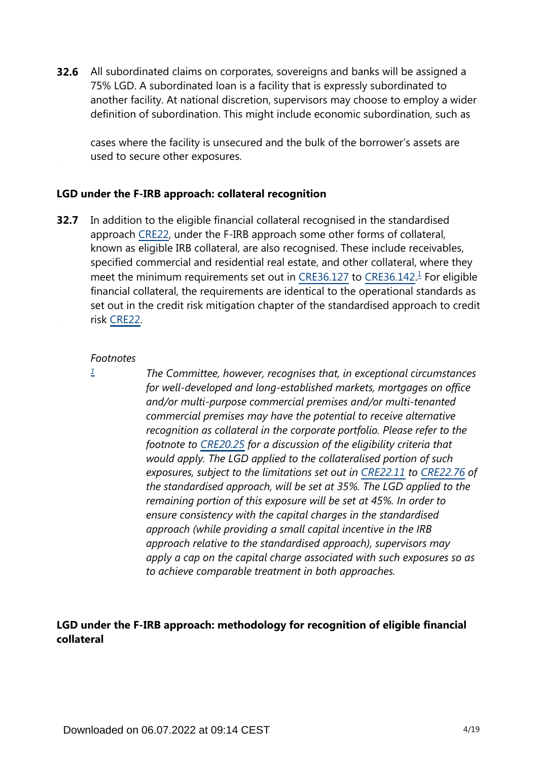**32.6** All subordinated claims on corporates, sovereigns and banks will be assigned a 75% LGD. A subordinated loan is a facility that is expressly subordinated to another facility. At national discretion, supervisors may choose to employ a wider definition of subordination. This might include economic subordination, such as cases where the facility is unsecured and the bulk of the borrower's assets are used to secure other exposures.

### LGD under the F-IRB approach: collateral recognition

**32.7** In addition to the eligible financial collateral recognised in the standardised approach CRE22, under the F-IRB approach some other forms of collateral, known as eligible IRB collateral, are also recognised. These include receivables, specified commercial and residential real estate, and other collateral, where they meet the minimum requirements set out in CRE36.127 to CRE36.142.[1] For eligible financial collateral, the requirements are identical to the operational standards as set out in the credit risk mitigation chapter of the standardised approach to credit risk CRE22.

*Footnotes*

[1] *The Committee, however, recognises that, in exceptional circumstances for well-developed and long-established markets, mortgages on office and/or multi-purpose commercial premises and/or multi-tenanted commercial premises may have the potential to receive alternative recognition as collateral in the corporate portfolio. Please refer to the footnote to CRE20.25 for a discussion of the eligibility criteria that would apply. The LGD applied to the collateralised portion of such exposures, subject to the limitations set out in CRE22.11 to CRE22.76 of the standardised approach, will be set at 35%. The LGD applied to the remaining portion of this exposure will be set at 45%. In order to ensure consistency with the capital charges in the standardised approach (while providing a small capital incentive in the IRB approach relative to the standardised approach), supervisors may apply a cap on the capital charge associated with such exposures so as to achieve comparable treatment in both approaches.*

### LGD under the F-IRB approach: methodology for recognition of eligible financial collateral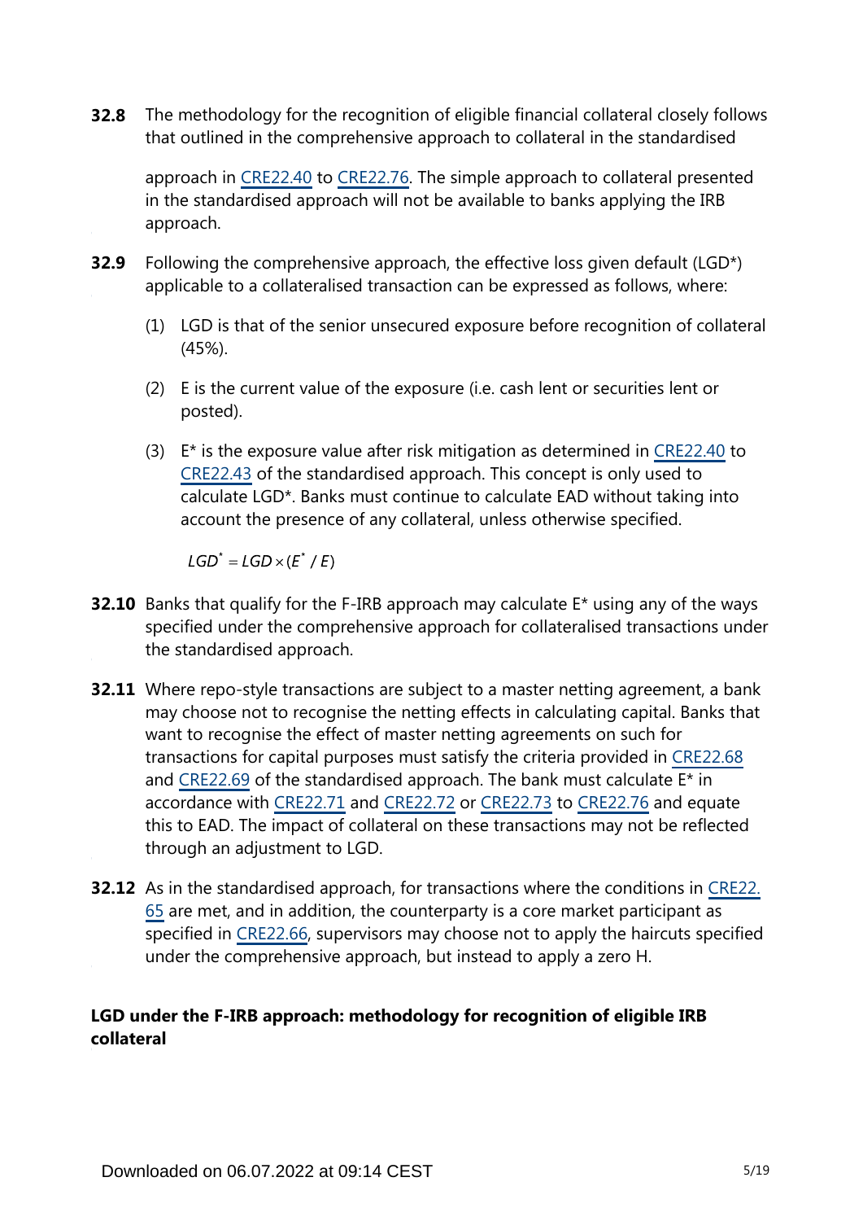**32.8** The methodology for the recognition of eligible financial collateral closely follows that outlined in the comprehensive approach to collateral in the standardised approach in CRE22.40 to CRE22.76. The simple approach to collateral presented in the standardised approach will not be available to banks applying the IRB approach.

**32.9** Following the comprehensive approach, the effective loss given default (LGD*) applicable to a collateralised transaction can be expressed as follows, where:

(1) LGD is that of the senior unsecured exposure before recognition of collateral (45%).

(2) E is the current value of the exposure (i.e. cash lent or securities lent or posted).

(3) E* is the exposure value after risk mitigation as determined in CRE22.40 to CRE22.43 of the standardised approach. This concept is only used to calculate LGD*. Banks must continue to calculate EAD without taking into account the presence of any collateral, unless otherwise specified.

$$LGD^{*} = LGD \times (E^{*} / E)$$

**32.10** Banks that qualify for the F-IRB approach may calculate E* using any of the ways specified under the comprehensive approach for collateralised transactions under the standardised approach.

**32.11** Where repo-style transactions are subject to a master netting agreement, a bank may choose not to recognise the netting effects in calculating capital. Banks that want to recognise the effect of master netting agreements on such transactions for capital purposes must satisfy the criteria provided in CRE22.68 and CRE22.69 of the standardised approach. The bank must calculate E* in accordance with CRE22.71 and CRE22.72 or CRE22.73 to CRE22.76 and equate this to EAD. The impact of collateral on these transactions may not be reflected through an adjustment to LGD.

**32.12** As in the standardised approach, for transactions where the conditions in CRE22.65 are met, and in addition, the counterparty is a core market participant as specified in CRE22.66, supervisors may choose not to apply the haircuts specified under the comprehensive approach, but instead to apply a zero H.

**LGD under the F-IRB approach: methodology for recognition of eligible IRB collateral**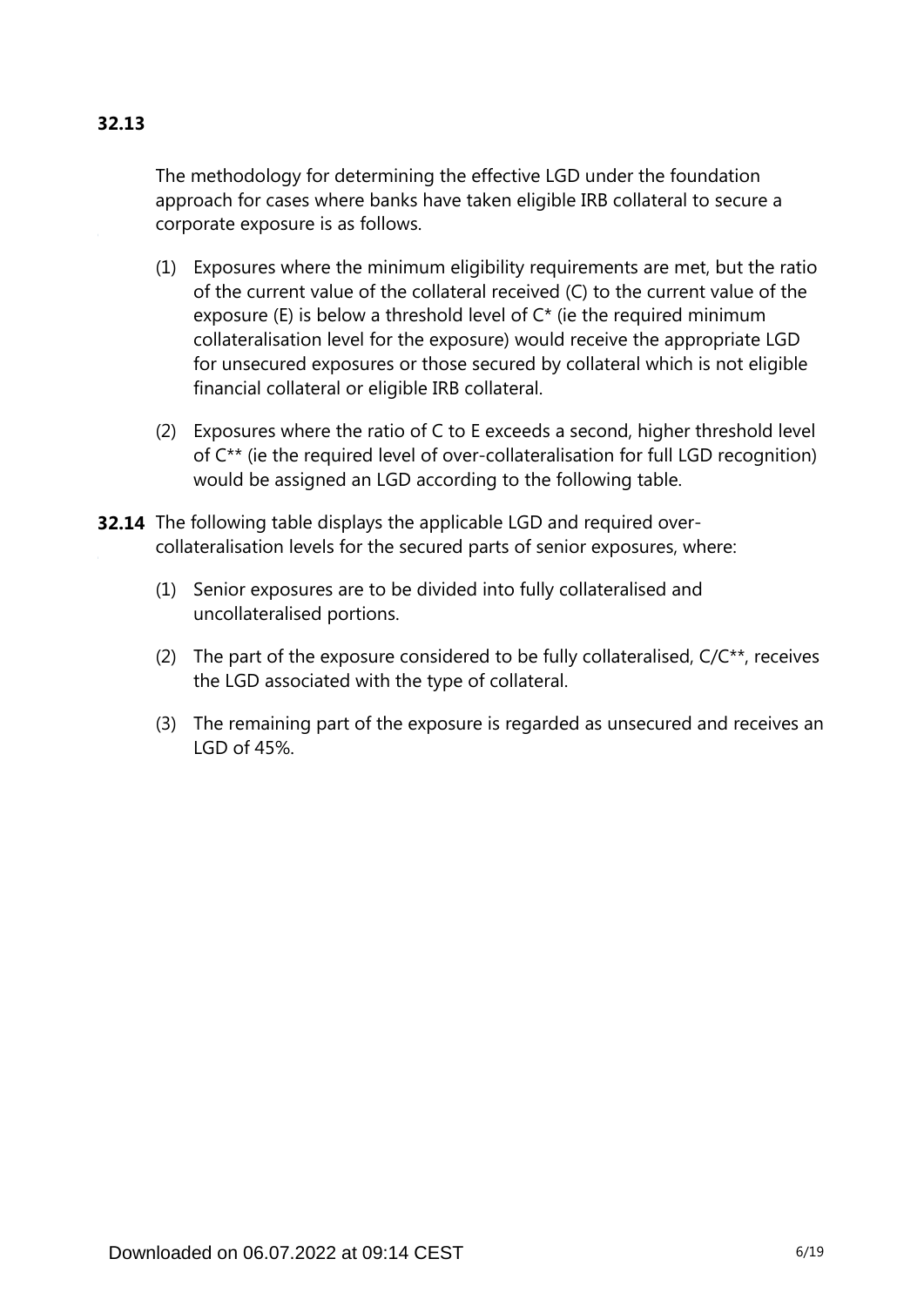**32.13**

The methodology for determining the effective LGD under the foundation approach for cases where banks have taken eligible IRB collateral to secure a corporate exposure is as follows.

(1) Exposures where the minimum eligibility requirements are met, but the ratio of the current value of the collateral received (C) to the current value of the exposure (E) is below a threshold level of C* (ie the required minimum collateralisation level for the exposure) would receive the appropriate LGD for unsecured exposures or those secured by collateral which is not eligible financial collateral or eligible IRB collateral.

(2) Exposures where the ratio of C to E exceeds a second, higher threshold level of C** (ie the required level of over-collateralisation for full LGD recognition) would be assigned an LGD according to the following table.

**32.14** The following table displays the applicable LGD and required over-collateralisation levels for the secured parts of senior exposures, where:

(1) Senior exposures are to be divided into fully collateralised and uncollateralised portions.

(2) The part of the exposure considered to be fully collateralised, C/C**, receives the LGD associated with the type of collateral.

(3) The remaining part of the exposure is regarded as unsecured and receives an LGD of 45%.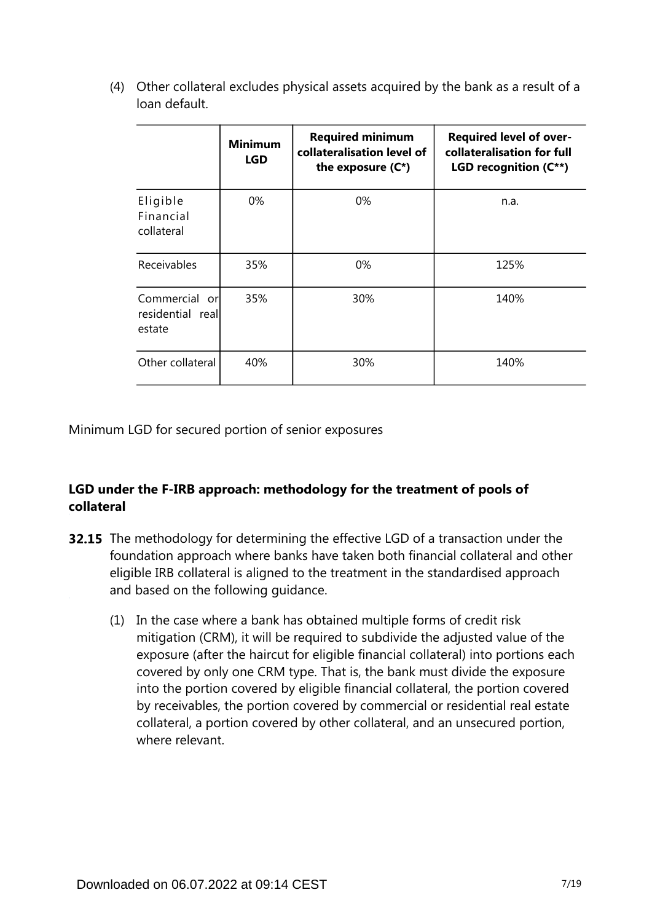(4) Other collateral excludes physical assets acquired by the bank as a result of a loan default.

| | Minimum LGD | Required minimum collateralisation level of the exposure (C*) | Required level of over-collateralisation for full LGD recognition (C**) |
|---|---|---|---|
| Eligible Financial collateral | 0% | 0% | n.a. |
| Receivables | 35% | 0% | 125% |
| Commercial or residential real estate | 35% | 30% | 140% |
| Other collateral | 40% | 30% | 140% |

Minimum LGD for secured portion of senior exposures

### LGD under the F-IRB approach: methodology for the treatment of pools of collateral

**32.15** The methodology for determining the effective LGD of a transaction under the foundation approach where banks have taken both financial collateral and other eligible IRB collateral is aligned to the treatment in the standardised approach and based on the following guidance.

(1) In the case where a bank has obtained multiple forms of credit risk mitigation (CRM), it will be required to subdivide the adjusted value of the exposure (after the haircut for eligible financial collateral) into portions each covered by only one CRM type. That is, the bank must divide the exposure into the portion covered by eligible financial collateral, the portion covered by receivables, the portion covered by commercial or residential real estate collateral, a portion covered by other collateral, and an unsecured portion, where relevant.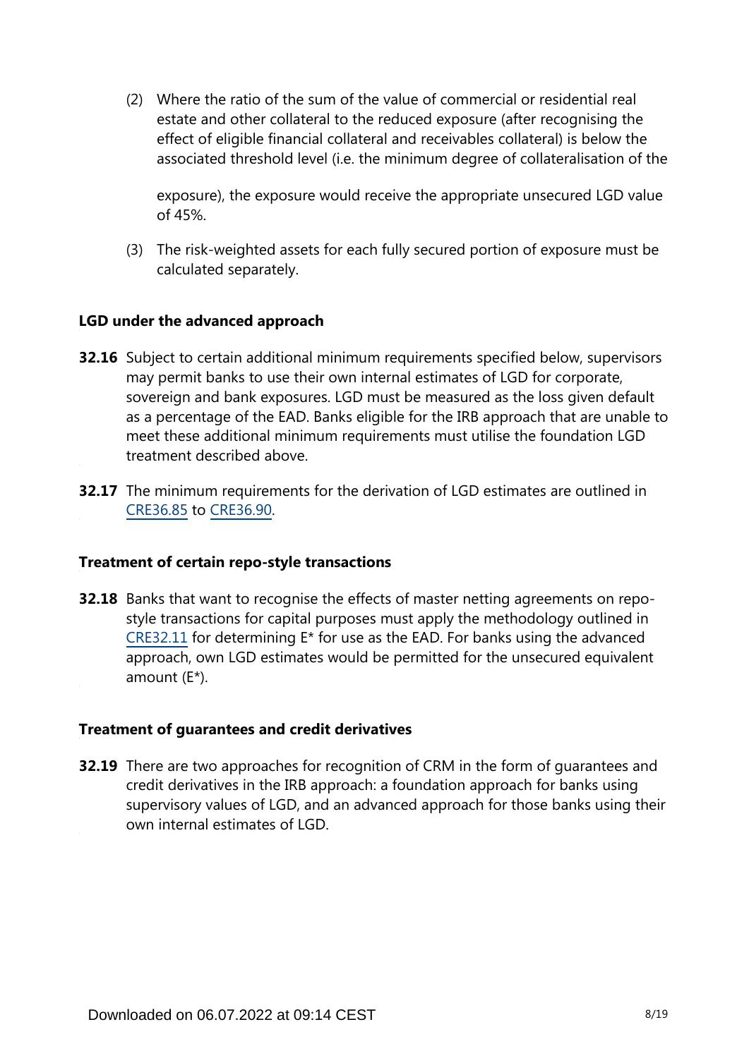(2) Where the ratio of the sum of the value of commercial or residential real estate and other collateral to the reduced exposure (after recognising the effect of eligible financial collateral and receivables collateral) is below the associated threshold level (i.e. the minimum degree of collateralisation of the exposure), the exposure would receive the appropriate unsecured LGD value of 45%.

(3) The risk-weighted assets for each fully secured portion of exposure must be calculated separately.

#### LGD under the advanced approach

**32.16** Subject to certain additional minimum requirements specified below, supervisors may permit banks to use their own internal estimates of LGD for corporate, sovereign and bank exposures. LGD must be measured as the loss given default as a percentage of the EAD. Banks eligible for the IRB approach that are unable to meet these additional minimum requirements must utilise the foundation LGD treatment described above.

**32.17** The minimum requirements for the derivation of LGD estimates are outlined in CRE36.85 to CRE36.90.

#### Treatment of certain repo-style transactions

**32.18** Banks that want to recognise the effects of master netting agreements on repo-style transactions for capital purposes must apply the methodology outlined in CRE32.11 for determining E* for use as the EAD. For banks using the advanced approach, own LGD estimates would be permitted for the unsecured equivalent amount (E*).

#### Treatment of guarantees and credit derivatives

**32.19** There are two approaches for recognition of CRM in the form of guarantees and credit derivatives in the IRB approach: a foundation approach for banks using supervisory values of LGD, and an advanced approach for those banks using their own internal estimates of LGD.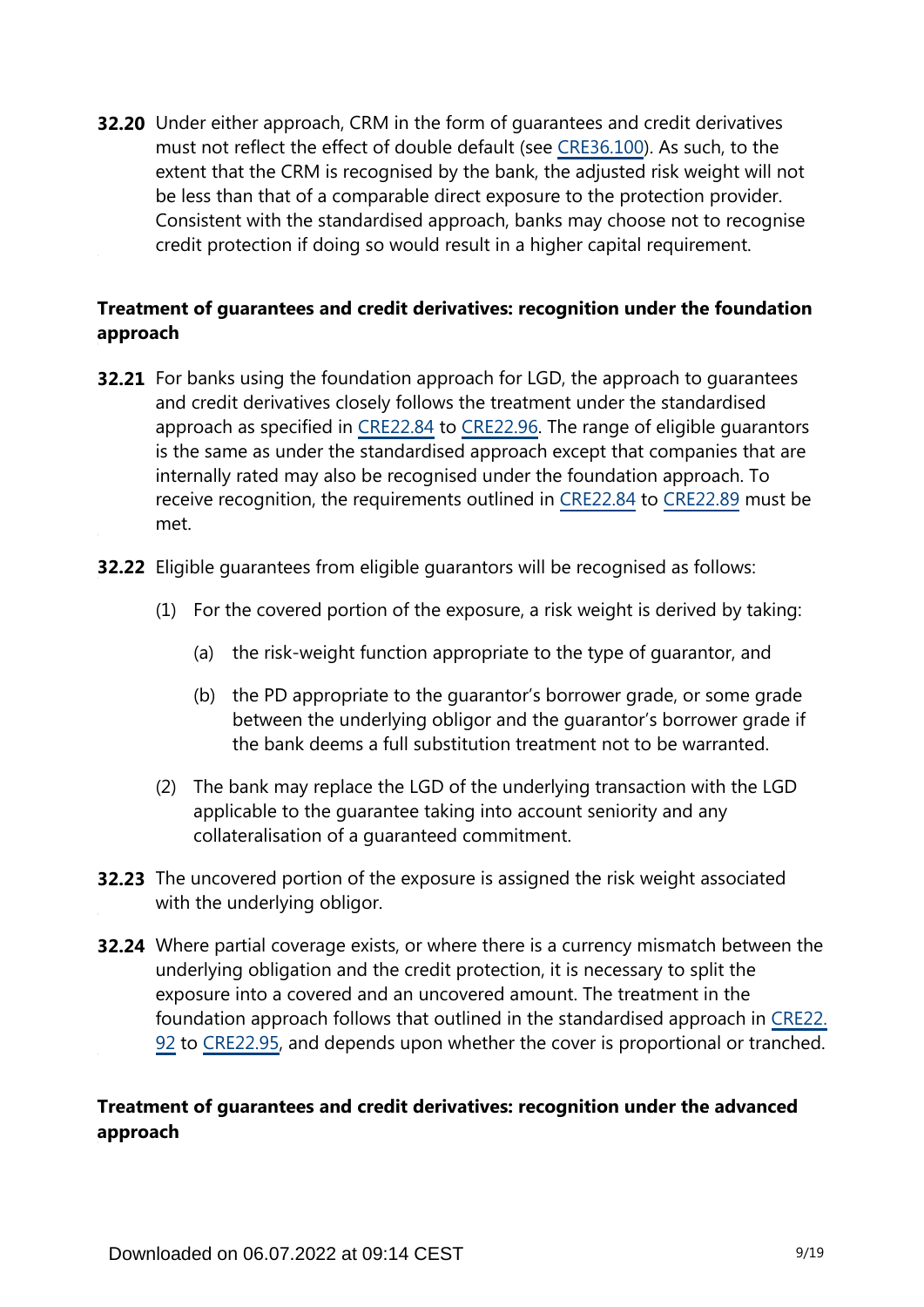**32.20** Under either approach, CRM in the form of guarantees and credit derivatives must not reflect the effect of double default (see CRE36.100). As such, to the extent that the CRM is recognised by the bank, the adjusted risk weight will not be less than that of a comparable direct exposure to the protection provider. Consistent with the standardised approach, banks may choose not to recognise credit protection if doing so would result in a higher capital requirement.

### Treatment of guarantees and credit derivatives: recognition under the foundation approach

**32.21** For banks using the foundation approach for LGD, the approach to guarantees and credit derivatives closely follows the treatment under the standardised approach as specified in CRE22.84 to CRE22.96. The range of eligible guarantors is the same as under the standardised approach except that companies that are internally rated may also be recognised under the foundation approach. To receive recognition, the requirements outlined in CRE22.84 to CRE22.89 must be met.

**32.22** Eligible guarantees from eligible guarantors will be recognised as follows:

(1) For the covered portion of the exposure, a risk weight is derived by taking:

   (a) the risk-weight function appropriate to the type of guarantor, and

   (b) the PD appropriate to the guarantor's borrower grade, or some grade between the underlying obligor and the guarantor's borrower grade if the bank deems a full substitution treatment not to be warranted.

(2) The bank may replace the LGD of the underlying transaction with the LGD applicable to the guarantee taking into account seniority and any collateralisation of a guaranteed commitment.

**32.23** The uncovered portion of the exposure is assigned the risk weight associated with the underlying obligor.

**32.24** Where partial coverage exists, or where there is a currency mismatch between the underlying obligation and the credit protection, it is necessary to split the exposure into a covered and an uncovered amount. The treatment in the foundation approach follows that outlined in the standardised approach in CRE22.92 to CRE22.95, and depends upon whether the cover is proportional or tranched.

### Treatment of guarantees and credit derivatives: recognition under the advanced approach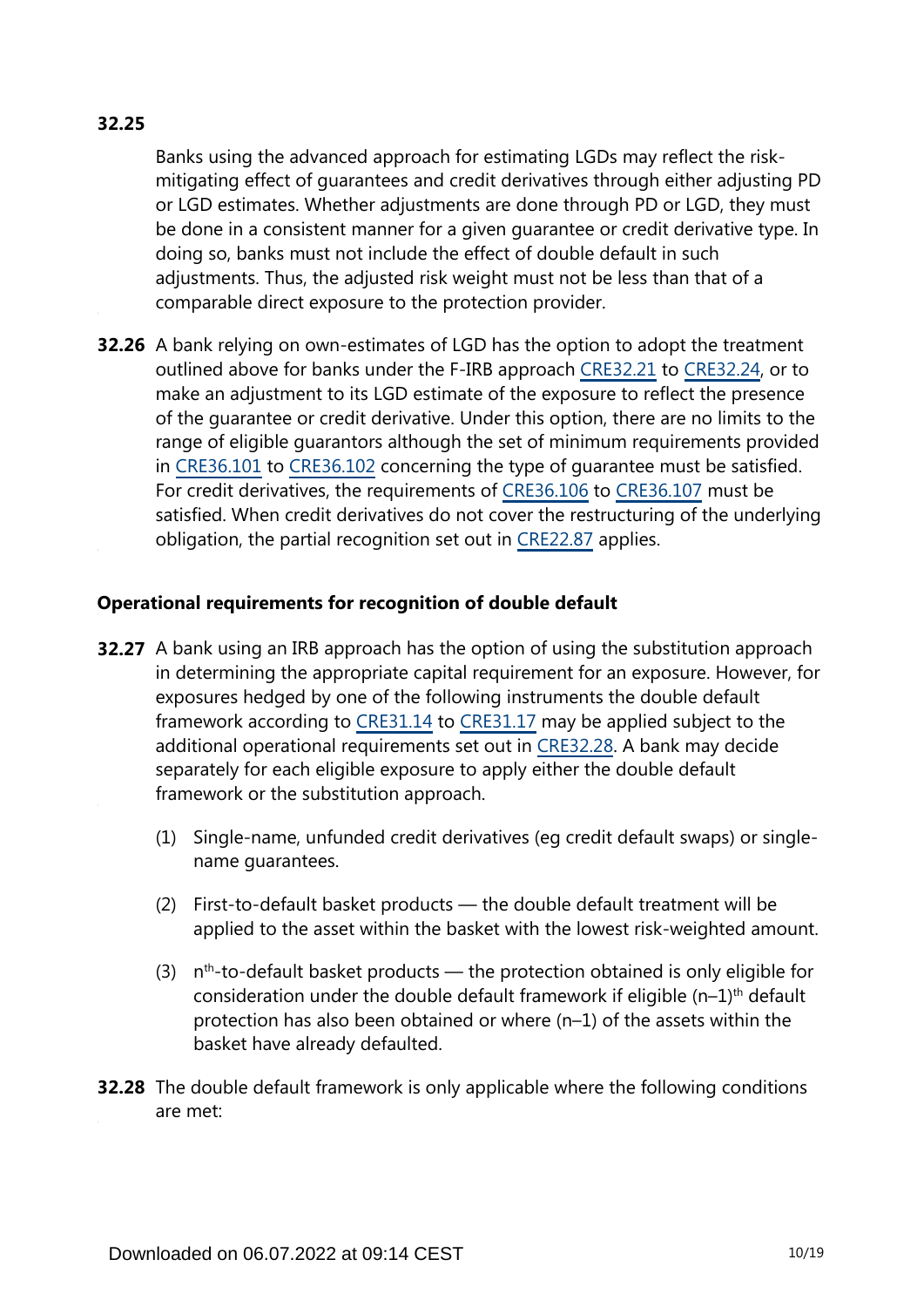**32.25**

Banks using the advanced approach for estimating LGDs may reflect the risk-mitigating effect of guarantees and credit derivatives through either adjusting PD or LGD estimates. Whether adjustments are done through PD or LGD, they must be done in a consistent manner for a given guarantee or credit derivative type. In doing so, banks must not include the effect of double default in such adjustments. Thus, the adjusted risk weight must not be less than that of a comparable direct exposure to the protection provider.

**32.26** A bank relying on own-estimates of LGD has the option to adopt the treatment outlined above for banks under the F-IRB approach CRE32.21 to CRE32.24, or to make an adjustment to its LGD estimate of the exposure to reflect the presence of the guarantee or credit derivative. Under this option, there are no limits to the range of eligible guarantors although the set of minimum requirements provided in CRE36.101 to CRE36.102 concerning the type of guarantee must be satisfied. For credit derivatives, the requirements of CRE36.106 to CRE36.107 must be satisfied. When credit derivatives do not cover the restructuring of the underlying obligation, the partial recognition set out in CRE22.87 applies.

### Operational requirements for recognition of double default

**32.27** A bank using an IRB approach has the option of using the substitution approach in determining the appropriate capital requirement for an exposure. However, for exposures hedged by one of the following instruments the double default framework according to CRE31.14 to CRE31.17 may be applied subject to the additional operational requirements set out in CRE32.28. A bank may decide separately for each eligible exposure to apply either the double default framework or the substitution approach.

(1) Single-name, unfunded credit derivatives (eg credit default swaps) or single-name guarantees.

(2) First-to-default basket products — the double default treatment will be applied to the asset within the basket with the lowest risk-weighted amount.

(3) $n^{th}$-to-default basket products — the protection obtained is only eligible for consideration under the double default framework if eligible $(n–1)^{th}$ default protection has also been obtained or where (n–1) of the assets within the basket have already defaulted.

**32.28** The double default framework is only applicable where the following conditions are met: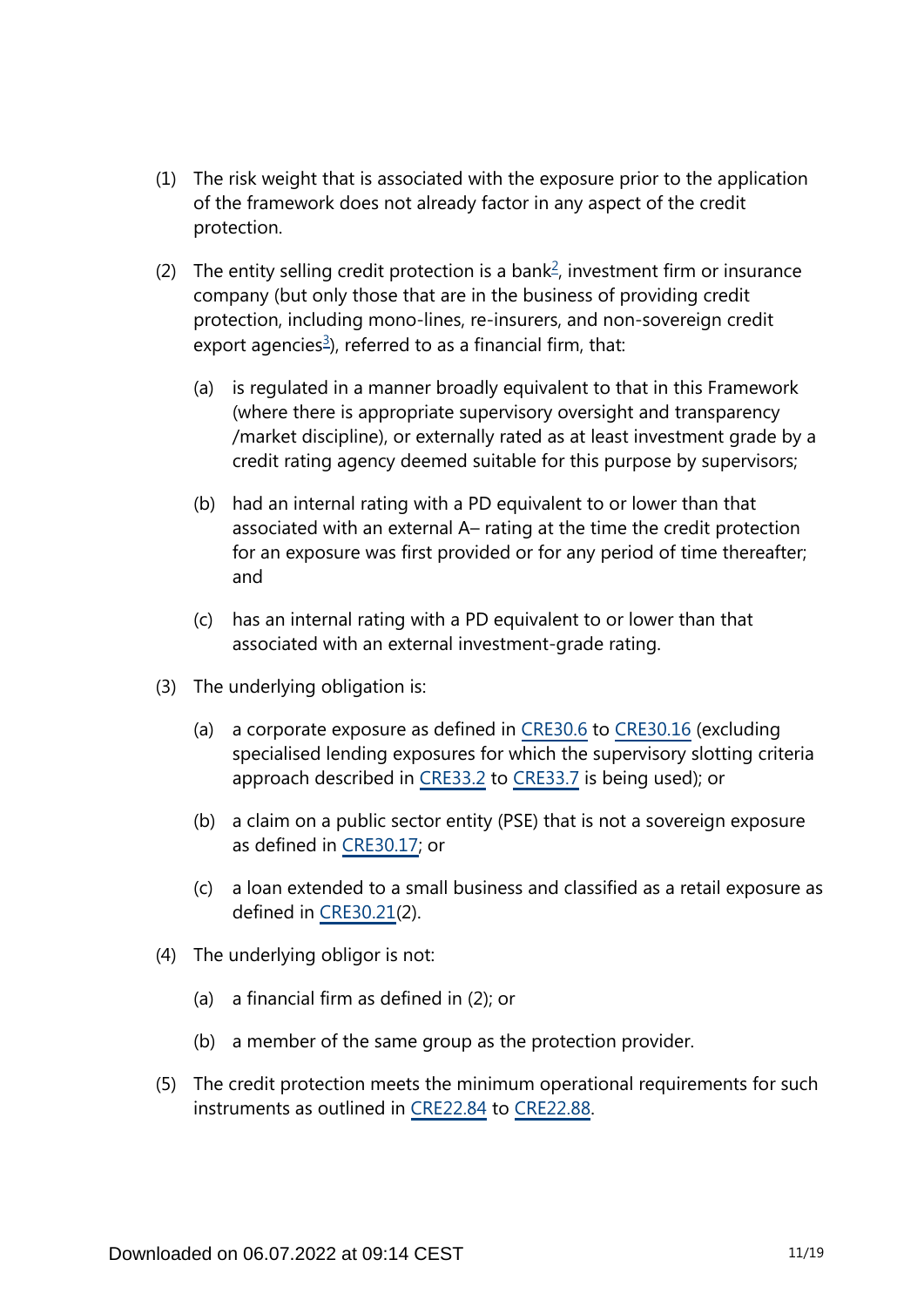(1) The risk weight that is associated with the exposure prior to the application of the framework does not already factor in any aspect of the credit protection.

(2) The entity selling credit protection is a bank[2], investment firm or insurance company (but only those that are in the business of providing credit protection, including mono-lines, re-insurers, and non-sovereign credit export agencies[3]), referred to as a financial firm, that:

 (a) is regulated in a manner broadly equivalent to that in this Framework (where there is appropriate supervisory oversight and transparency /market discipline), or externally rated as at least investment grade by a credit rating agency deemed suitable for this purpose by supervisors;

 (b) had an internal rating with a PD equivalent to or lower than that associated with an external A– rating at the time the credit protection for an exposure was first provided or for any period of time thereafter; and

 (c) has an internal rating with a PD equivalent to or lower than that associated with an external investment-grade rating.

(3) The underlying obligation is:

 (a) a corporate exposure as defined in CRE30.6 to CRE30.16 (excluding specialised lending exposures for which the supervisory slotting criteria approach described in CRE33.2 to CRE33.7 is being used); or

 (b) a claim on a public sector entity (PSE) that is not a sovereign exposure as defined in CRE30.17; or

 (c) a loan extended to a small business and classified as a retail exposure as defined in CRE30.21(2).

(4) The underlying obligor is not:

 (a) a financial firm as defined in (2); or

 (b) a member of the same group as the protection provider.

(5) The credit protection meets the minimum operational requirements for such instruments as outlined in CRE22.84 to CRE22.88.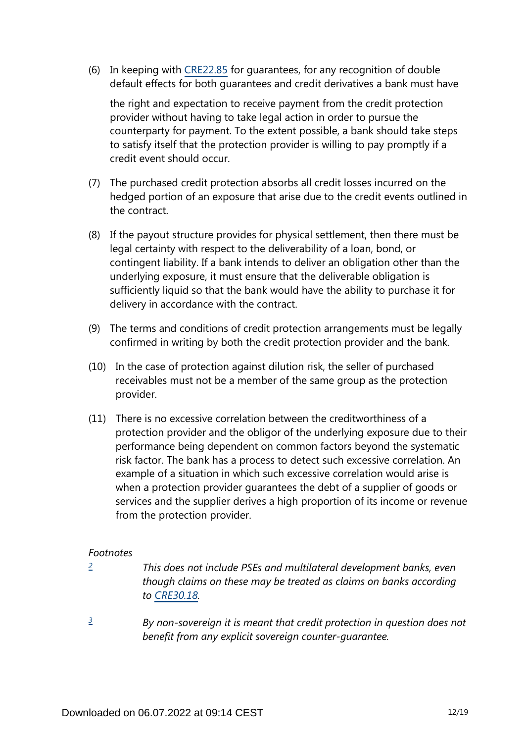(6) In keeping with CRE22.85 for guarantees, for any recognition of double default effects for both guarantees and credit derivatives a bank must have the right and expectation to receive payment from the credit protection provider without having to take legal action in order to pursue the counterparty for payment. To the extent possible, a bank should take steps to satisfy itself that the protection provider is willing to pay promptly if a credit event should occur.

(7) The purchased credit protection absorbs all credit losses incurred on the hedged portion of an exposure that arise due to the credit events outlined in the contract.

(8) If the payout structure provides for physical settlement, then there must be legal certainty with respect to the deliverability of a loan, bond, or contingent liability. If a bank intends to deliver an obligation other than the underlying exposure, it must ensure that the deliverable obligation is sufficiently liquid so that the bank would have the ability to purchase it for delivery in accordance with the contract.

(9) The terms and conditions of credit protection arrangements must be legally confirmed in writing by both the credit protection provider and the bank.

(10) In the case of protection against dilution risk, the seller of purchased receivables must not be a member of the same group as the protection provider.

(11) There is no excessive correlation between the creditworthiness of a protection provider and the obligor of the underlying exposure due to their performance being dependent on common factors beyond the systematic risk factor. The bank has a process to detect such excessive correlation. An example of a situation in which such excessive correlation would arise is when a protection provider guarantees the debt of a supplier of goods or services and the supplier derives a high proportion of its income or revenue from the protection provider.

*Footnotes*

[2] *This does not include PSEs and multilateral development banks, even though claims on these may be treated as claims on banks according to CRE30.18.*

[3] *By non-sovereign it is meant that credit protection in question does not benefit from any explicit sovereign counter-guarantee.*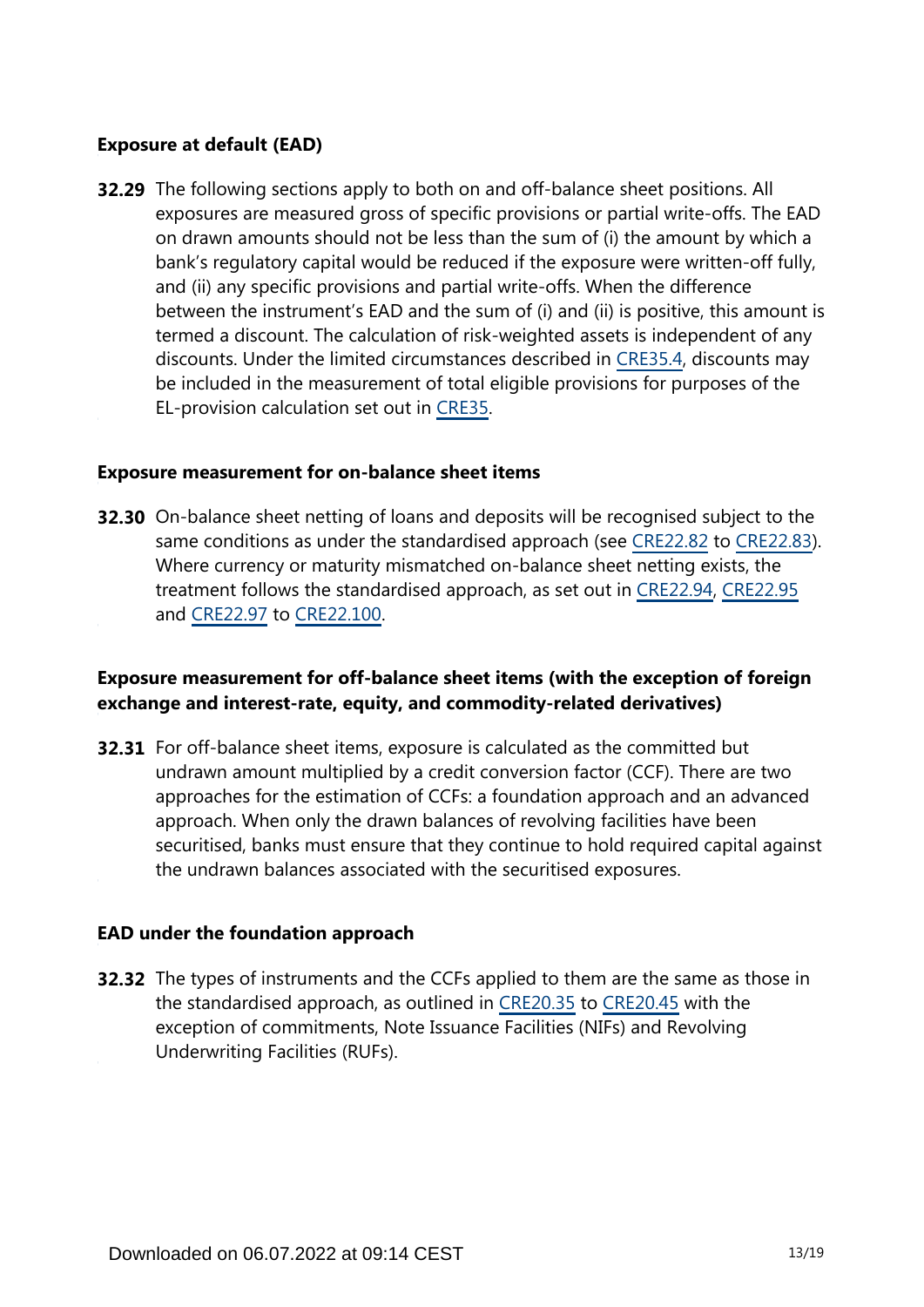### Exposure at default (EAD)

**32.29** The following sections apply to both on and off-balance sheet positions. All exposures are measured gross of specific provisions or partial write-offs. The EAD on drawn amounts should not be less than the sum of (i) the amount by which a bank's regulatory capital would be reduced if the exposure were written-off fully, and (ii) any specific provisions and partial write-offs. When the difference between the instrument's EAD and the sum of (i) and (ii) is positive, this amount is termed a discount. The calculation of risk-weighted assets is independent of any discounts. Under the limited circumstances described in CRE35.4, discounts may be included in the measurement of total eligible provisions for purposes of the EL-provision calculation set out in CRE35.

### Exposure measurement for on-balance sheet items

**32.30** On-balance sheet netting of loans and deposits will be recognised subject to the same conditions as under the standardised approach (see CRE22.82 to CRE22.83). Where currency or maturity mismatched on-balance sheet netting exists, the treatment follows the standardised approach, as set out in CRE22.94, CRE22.95 and CRE22.97 to CRE22.100.

### Exposure measurement for off-balance sheet items (with the exception of foreign exchange and interest-rate, equity, and commodity-related derivatives)

**32.31** For off-balance sheet items, exposure is calculated as the committed but undrawn amount multiplied by a credit conversion factor (CCF). There are two approaches for the estimation of CCFs: a foundation approach and an advanced approach. When only the drawn balances of revolving facilities have been securitised, banks must ensure that they continue to hold required capital against the undrawn balances associated with the securitised exposures.

### EAD under the foundation approach

**32.32** The types of instruments and the CCFs applied to them are the same as those in the standardised approach, as outlined in CRE20.35 to CRE20.45 with the exception of commitments, Note Issuance Facilities (NIFs) and Revolving Underwriting Facilities (RUFs).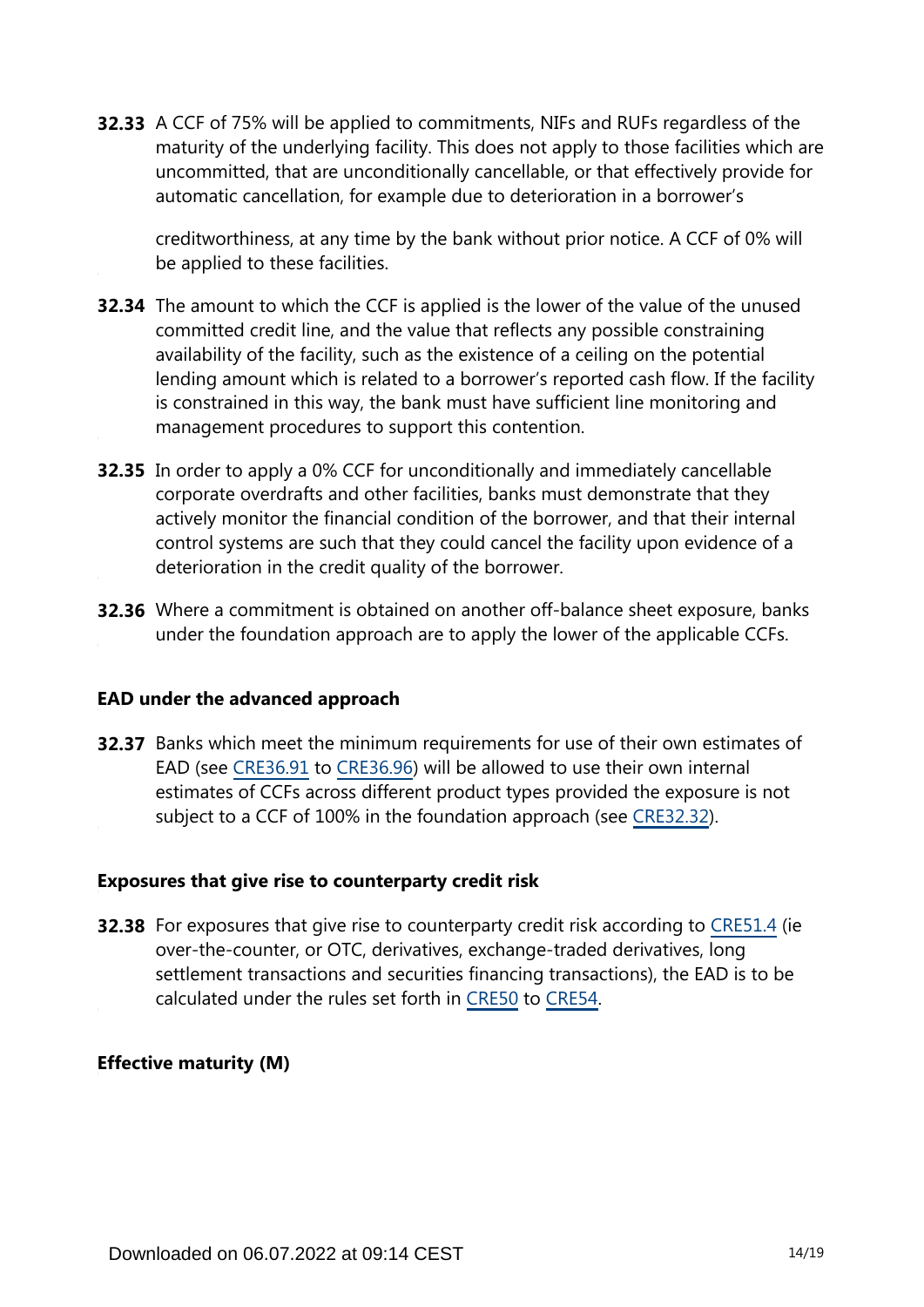**32.33** A CCF of 75% will be applied to commitments, NIFs and RUFs regardless of the maturity of the underlying facility. This does not apply to those facilities which are uncommitted, that are unconditionally cancellable, or that effectively provide for automatic cancellation, for example due to deterioration in a borrower's creditworthiness, at any time by the bank without prior notice. A CCF of 0% will be applied to these facilities.

**32.34** The amount to which the CCF is applied is the lower of the value of the unused committed credit line, and the value that reflects any possible constraining availability of the facility, such as the existence of a ceiling on the potential lending amount which is related to a borrower's reported cash flow. If the facility is constrained in this way, the bank must have sufficient line monitoring and management procedures to support this contention.

**32.35** In order to apply a 0% CCF for unconditionally and immediately cancellable corporate overdrafts and other facilities, banks must demonstrate that they actively monitor the financial condition of the borrower, and that their internal control systems are such that they could cancel the facility upon evidence of a deterioration in the credit quality of the borrower.

**32.36** Where a commitment is obtained on another off-balance sheet exposure, banks under the foundation approach are to apply the lower of the applicable CCFs.

### EAD under the advanced approach

**32.37** Banks which meet the minimum requirements for use of their own estimates of EAD (see CRE36.91 to CRE36.96) will be allowed to use their own internal estimates of CCFs across different product types provided the exposure is not subject to a CCF of 100% in the foundation approach (see CRE32.32).

### Exposures that give rise to counterparty credit risk

**32.38** For exposures that give rise to counterparty credit risk according to CRE51.4 (ie over-the-counter, or OTC, derivatives, exchange-traded derivatives, long settlement transactions and securities financing transactions), the EAD is to be calculated under the rules set forth in CRE50 to CRE54.

### Effective maturity (M)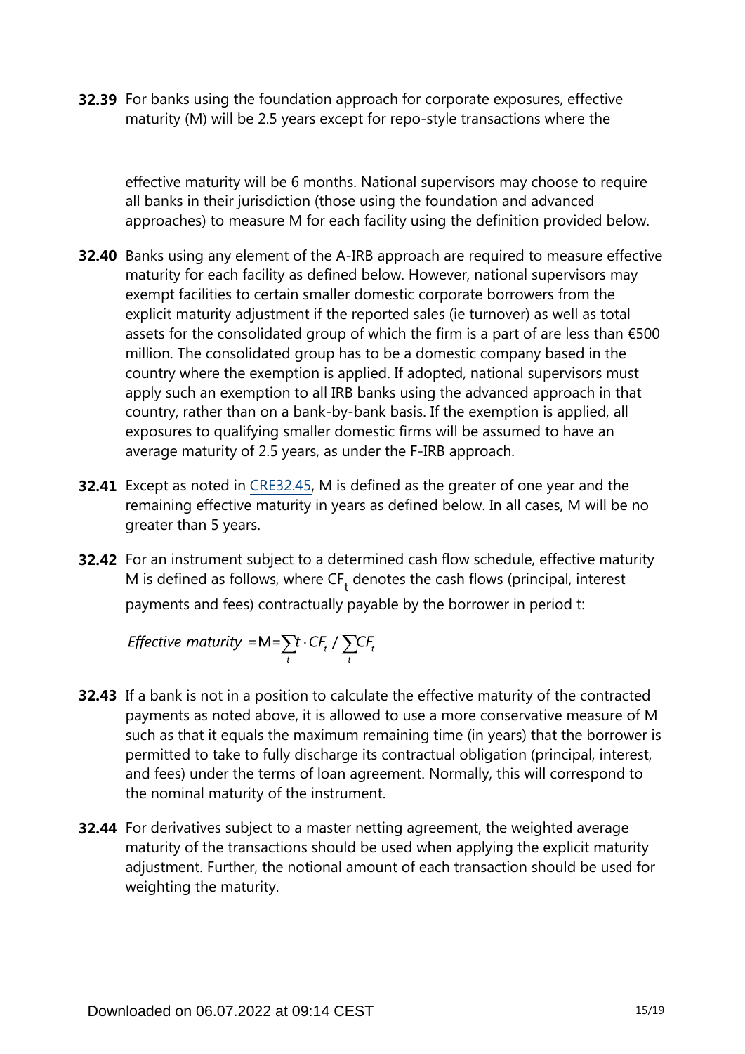**32.39** For banks using the foundation approach for corporate exposures, effective maturity (M) will be 2.5 years except for repo-style transactions where the effective maturity will be 6 months. National supervisors may choose to require all banks in their jurisdiction (those using the foundation and advanced approaches) to measure M for each facility using the definition provided below.

**32.40** Banks using any element of the A-IRB approach are required to measure effective maturity for each facility as defined below. However, national supervisors may exempt facilities to certain smaller domestic corporate borrowers from the explicit maturity adjustment if the reported sales (ie turnover) as well as total assets for the consolidated group of which the firm is a part of are less than €500 million. The consolidated group has to be a domestic company based in the country where the exemption is applied. If adopted, national supervisors must apply such an exemption to all IRB banks using the advanced approach in that country, rather than on a bank-by-bank basis. If the exemption is applied, all exposures to qualifying smaller domestic firms will be assumed to have an average maturity of 2.5 years, as under the F-IRB approach.

**32.41** Except as noted in CRE32.45, M is defined as the greater of one year and the remaining effective maturity in years as defined below. In all cases, M will be no greater than 5 years.

**32.42** For an instrument subject to a determined cash flow schedule, effective maturity M is defined as follows, where $CF_t$ denotes the cash flows (principal, interest payments and fees) contractually payable by the borrower in period t:

$$\textit{Effective maturity} = \mathrm{M} = \sum_t t \cdot CF_t \,/\, \sum_t CF_t$$

**32.43** If a bank is not in a position to calculate the effective maturity of the contracted payments as noted above, it is allowed to use a more conservative measure of M such as that it equals the maximum remaining time (in years) that the borrower is permitted to take to fully discharge its contractual obligation (principal, interest, and fees) under the terms of loan agreement. Normally, this will correspond to the nominal maturity of the instrument.

**32.44** For derivatives subject to a master netting agreement, the weighted average maturity of the transactions should be used when applying the explicit maturity adjustment. Further, the notional amount of each transaction should be used for weighting the maturity.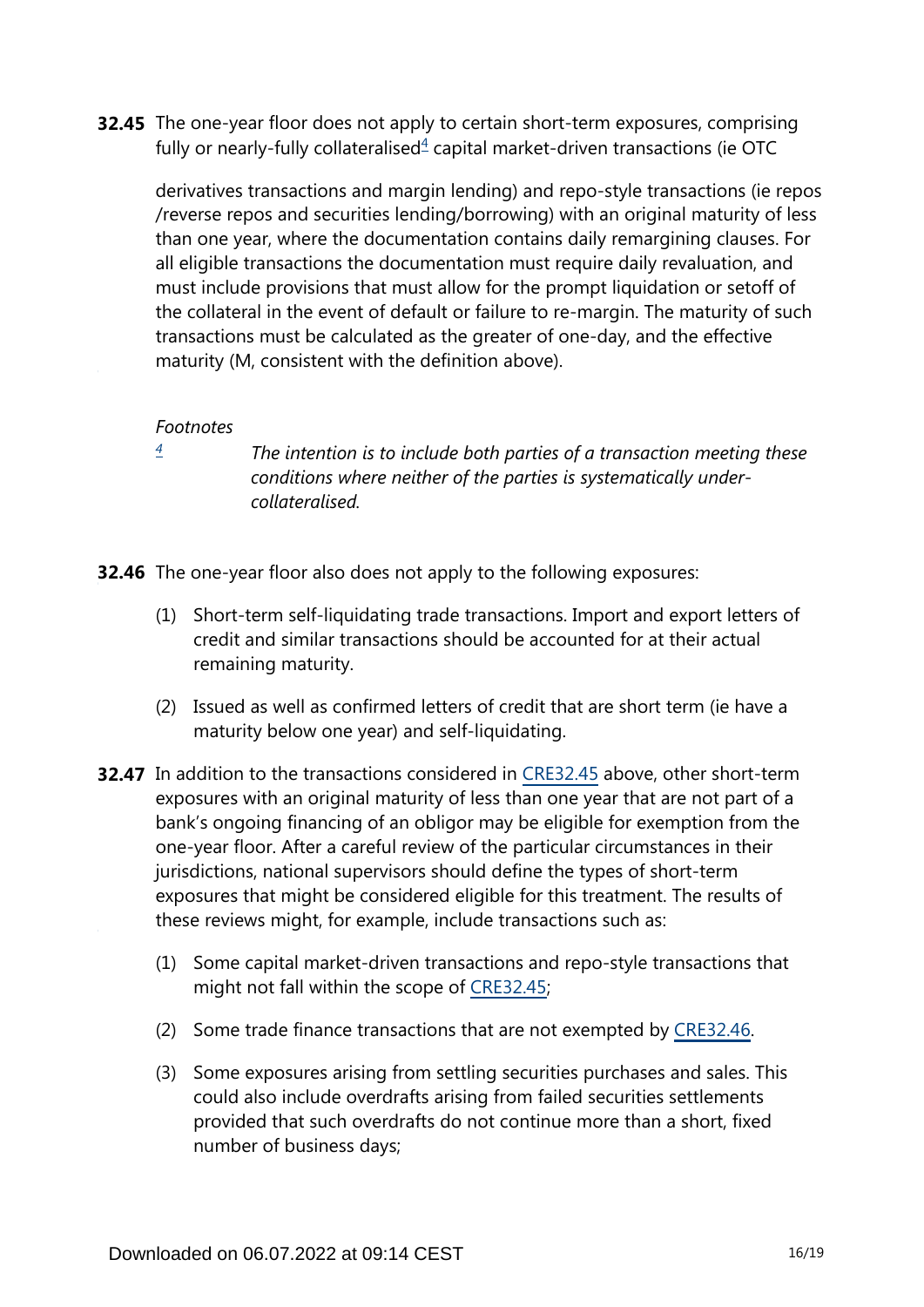**32.45** The one-year floor does not apply to certain short-term exposures, comprising fully or nearly-fully collateralised[4] capital market-driven transactions (ie OTC derivatives transactions and margin lending) and repo-style transactions (ie repos /reverse repos and securities lending/borrowing) with an original maturity of less than one year, where the documentation contains daily remargining clauses. For all eligible transactions the documentation must require daily revaluation, and must include provisions that must allow for the prompt liquidation or setoff of the collateral in the event of default or failure to re-margin. The maturity of such transactions must be calculated as the greater of one-day, and the effective maturity (M, consistent with the definition above).

*Footnotes*

[4] *The intention is to include both parties of a transaction meeting these conditions where neither of the parties is systematically under-collateralised.*

**32.46** The one-year floor also does not apply to the following exposures:

(1) Short-term self-liquidating trade transactions. Import and export letters of credit and similar transactions should be accounted for at their actual remaining maturity.

(2) Issued as well as confirmed letters of credit that are short term (ie have a maturity below one year) and self-liquidating.

**32.47** In addition to the transactions considered in CRE32.45 above, other short-term exposures with an original maturity of less than one year that are not part of a bank's ongoing financing of an obligor may be eligible for exemption from the one-year floor. After a careful review of the particular circumstances in their jurisdictions, national supervisors should define the types of short-term exposures that might be considered eligible for this treatment. The results of these reviews might, for example, include transactions such as:

(1) Some capital market-driven transactions and repo-style transactions that might not fall within the scope of CRE32.45;

(2) Some trade finance transactions that are not exempted by CRE32.46.

(3) Some exposures arising from settling securities purchases and sales. This could also include overdrafts arising from failed securities settlements provided that such overdrafts do not continue more than a short, fixed number of business days;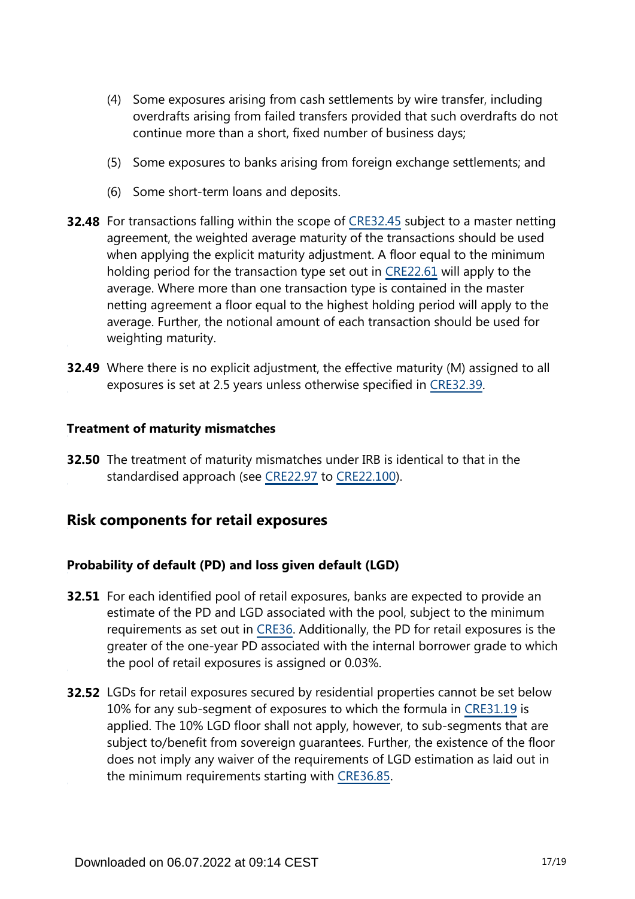(4) Some exposures arising from cash settlements by wire transfer, including overdrafts arising from failed transfers provided that such overdrafts do not continue more than a short, fixed number of business days;

(5) Some exposures to banks arising from foreign exchange settlements; and

(6) Some short-term loans and deposits.

**32.48** For transactions falling within the scope of CRE32.45 subject to a master netting agreement, the weighted average maturity of the transactions should be used when applying the explicit maturity adjustment. A floor equal to the minimum holding period for the transaction type set out in CRE22.61 will apply to the average. Where more than one transaction type is contained in the master netting agreement a floor equal to the highest holding period will apply to the average. Further, the notional amount of each transaction should be used for weighting maturity.

**32.49** Where there is no explicit adjustment, the effective maturity (M) assigned to all exposures is set at 2.5 years unless otherwise specified in CRE32.39.

### Treatment of maturity mismatches

**32.50** The treatment of maturity mismatches under IRB is identical to that in the standardised approach (see CRE22.97 to CRE22.100).

## Risk components for retail exposures

### Probability of default (PD) and loss given default (LGD)

**32.51** For each identified pool of retail exposures, banks are expected to provide an estimate of the PD and LGD associated with the pool, subject to the minimum requirements as set out in CRE36. Additionally, the PD for retail exposures is the greater of the one-year PD associated with the internal borrower grade to which the pool of retail exposures is assigned or 0.03%.

**32.52** LGDs for retail exposures secured by residential properties cannot be set below 10% for any sub-segment of exposures to which the formula in CRE31.19 is applied. The 10% LGD floor shall not apply, however, to sub-segments that are subject to/benefit from sovereign guarantees. Further, the existence of the floor does not imply any waiver of the requirements of LGD estimation as laid out in the minimum requirements starting with CRE36.85.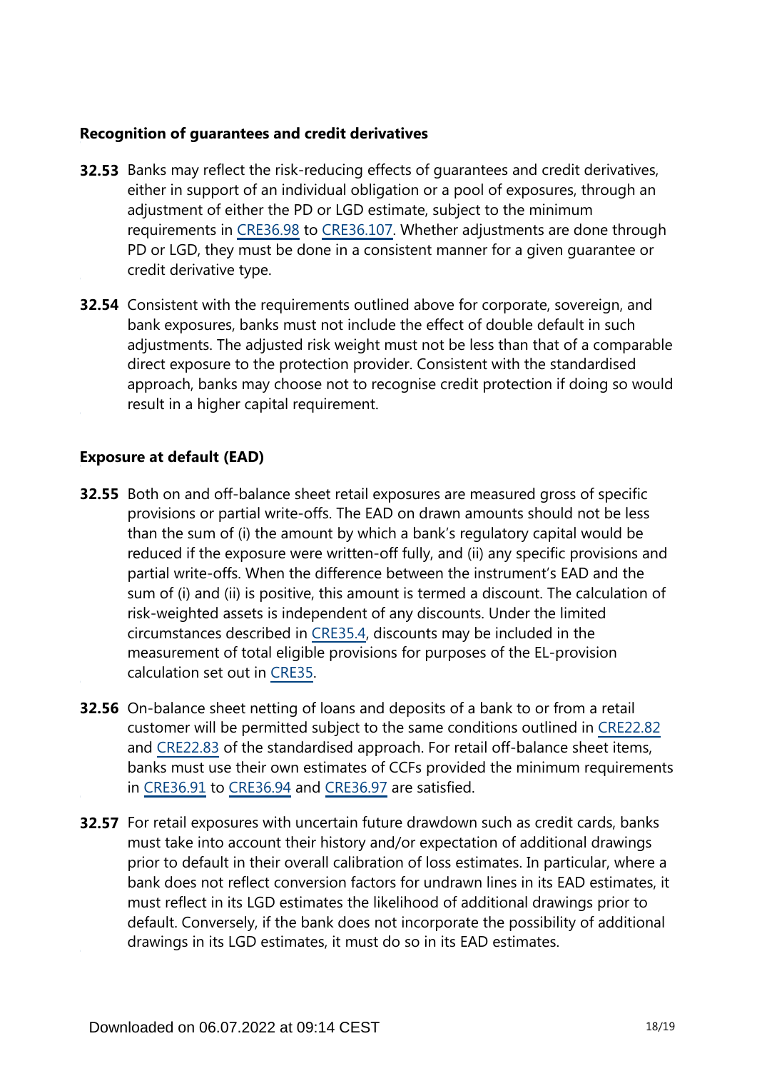### Recognition of guarantees and credit derivatives

**32.53** Banks may reflect the risk-reducing effects of guarantees and credit derivatives, either in support of an individual obligation or a pool of exposures, through an adjustment of either the PD or LGD estimate, subject to the minimum requirements in CRE36.98 to CRE36.107. Whether adjustments are done through PD or LGD, they must be done in a consistent manner for a given guarantee or credit derivative type.

**32.54** Consistent with the requirements outlined above for corporate, sovereign, and bank exposures, banks must not include the effect of double default in such adjustments. The adjusted risk weight must not be less than that of a comparable direct exposure to the protection provider. Consistent with the standardised approach, banks may choose not to recognise credit protection if doing so would result in a higher capital requirement.

### Exposure at default (EAD)

**32.55** Both on and off-balance sheet retail exposures are measured gross of specific provisions or partial write-offs. The EAD on drawn amounts should not be less than the sum of (i) the amount by which a bank's regulatory capital would be reduced if the exposure were written-off fully, and (ii) any specific provisions and partial write-offs. When the difference between the instrument's EAD and the sum of (i) and (ii) is positive, this amount is termed a discount. The calculation of risk-weighted assets is independent of any discounts. Under the limited circumstances described in CRE35.4, discounts may be included in the measurement of total eligible provisions for purposes of the EL-provision calculation set out in CRE35.

**32.56** On-balance sheet netting of loans and deposits of a bank to or from a retail customer will be permitted subject to the same conditions outlined in CRE22.82 and CRE22.83 of the standardised approach. For retail off-balance sheet items, banks must use their own estimates of CCFs provided the minimum requirements in CRE36.91 to CRE36.94 and CRE36.97 are satisfied.

**32.57** For retail exposures with uncertain future drawdown such as credit cards, banks must take into account their history and/or expectation of additional drawings prior to default in their overall calibration of loss estimates. In particular, where a bank does not reflect conversion factors for undrawn lines in its EAD estimates, it must reflect in its LGD estimates the likelihood of additional drawings prior to default. Conversely, if the bank does not incorporate the possibility of additional drawings in its LGD estimates, it must do so in its EAD estimates.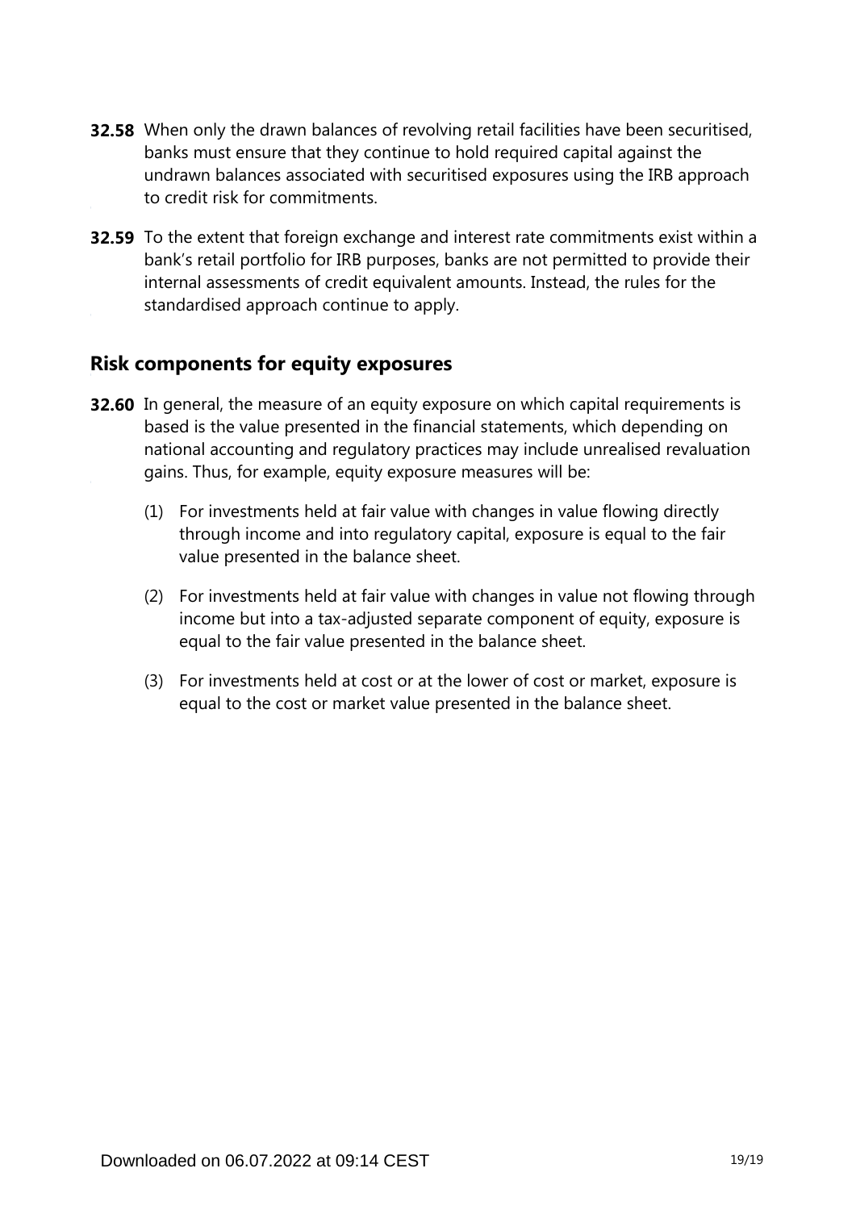**32.58** When only the drawn balances of revolving retail facilities have been securitised, banks must ensure that they continue to hold required capital against the undrawn balances associated with securitised exposures using the IRB approach to credit risk for commitments.

**32.59** To the extent that foreign exchange and interest rate commitments exist within a bank's retail portfolio for IRB purposes, banks are not permitted to provide their internal assessments of credit equivalent amounts. Instead, the rules for the standardised approach continue to apply.

## Risk components for equity exposures

**32.60** In general, the measure of an equity exposure on which capital requirements is based is the value presented in the financial statements, which depending on national accounting and regulatory practices may include unrealised revaluation gains. Thus, for example, equity exposure measures will be:

(1) For investments held at fair value with changes in value flowing directly through income and into regulatory capital, exposure is equal to the fair value presented in the balance sheet.

(2) For investments held at fair value with changes in value not flowing through income but into a tax-adjusted separate component of equity, exposure is equal to the fair value presented in the balance sheet.

(3) For investments held at cost or at the lower of cost or market, exposure is equal to the cost or market value presented in the balance sheet.